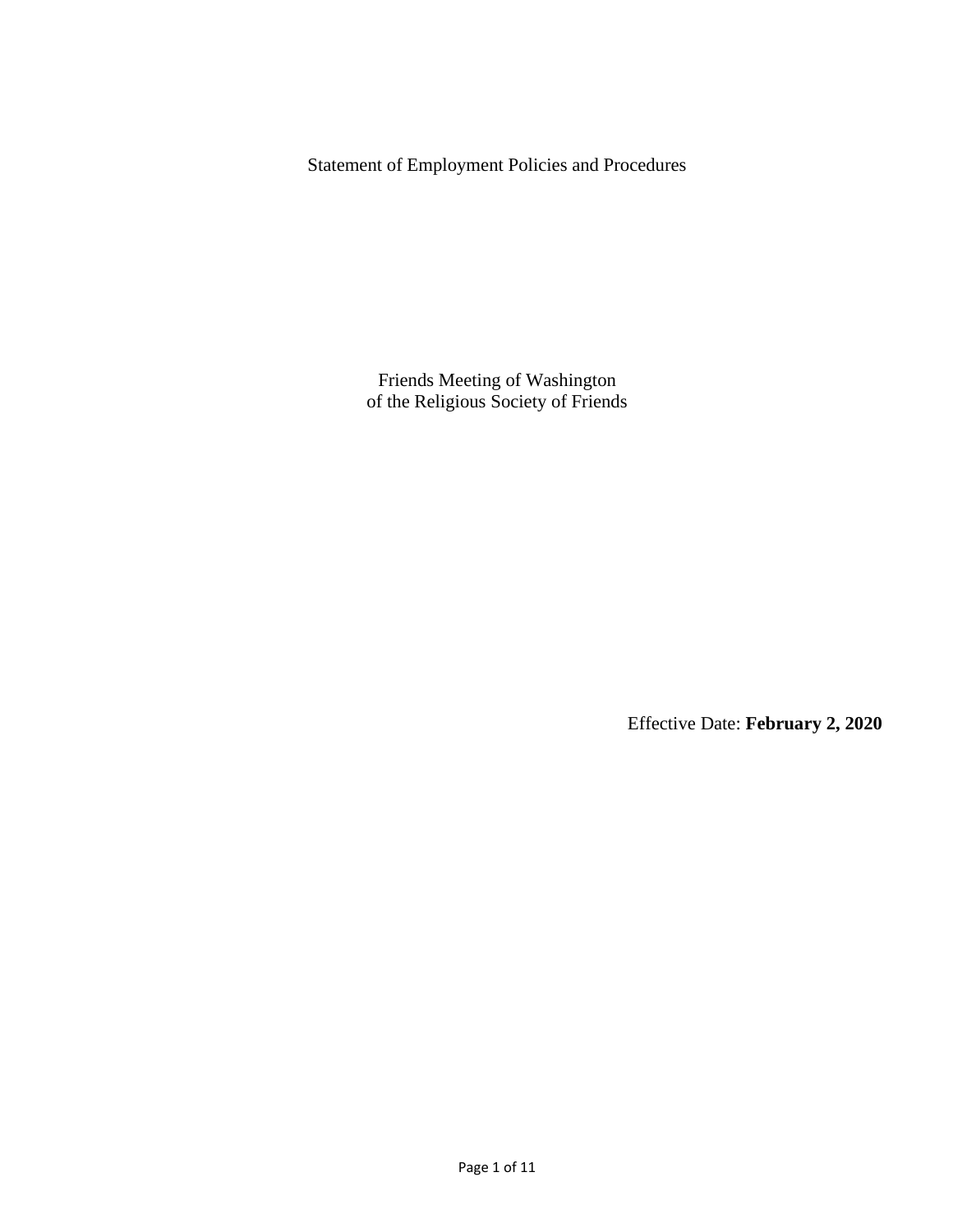# Statement of Employment Policies and Procedures

Friends Meeting of Washington
of the Religious Society of Friends

Effective Date: **February 2, 2020**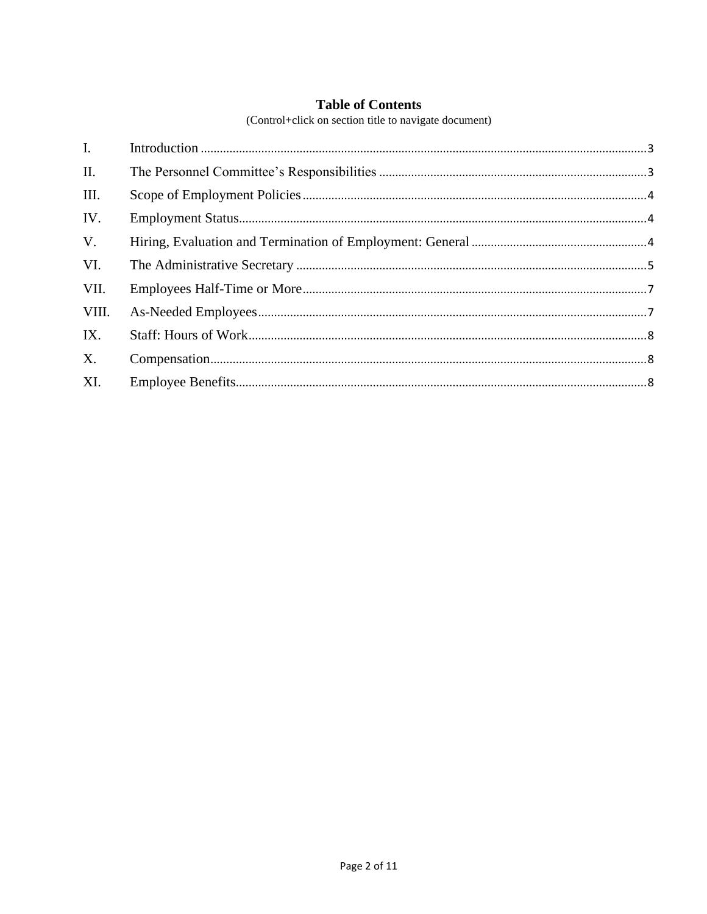# Table of Contents

(Control+click on section title to navigate document)

| | | |
|---|---|---|
| I. | Introduction | 3 |
| II. | The Personnel Committee's Responsibilities | 3 |
| III. | Scope of Employment Policies | 4 |
| IV. | Employment Status | 4 |
| V. | Hiring, Evaluation and Termination of Employment: General | 4 |
| VI. | The Administrative Secretary | 5 |
| VII. | Employees Half-Time or More | 7 |
| VIII. | As-Needed Employees | 7 |
| IX. | Staff: Hours of Work | 8 |
| X. | Compensation | 8 |
| XI. | Employee Benefits | 8 |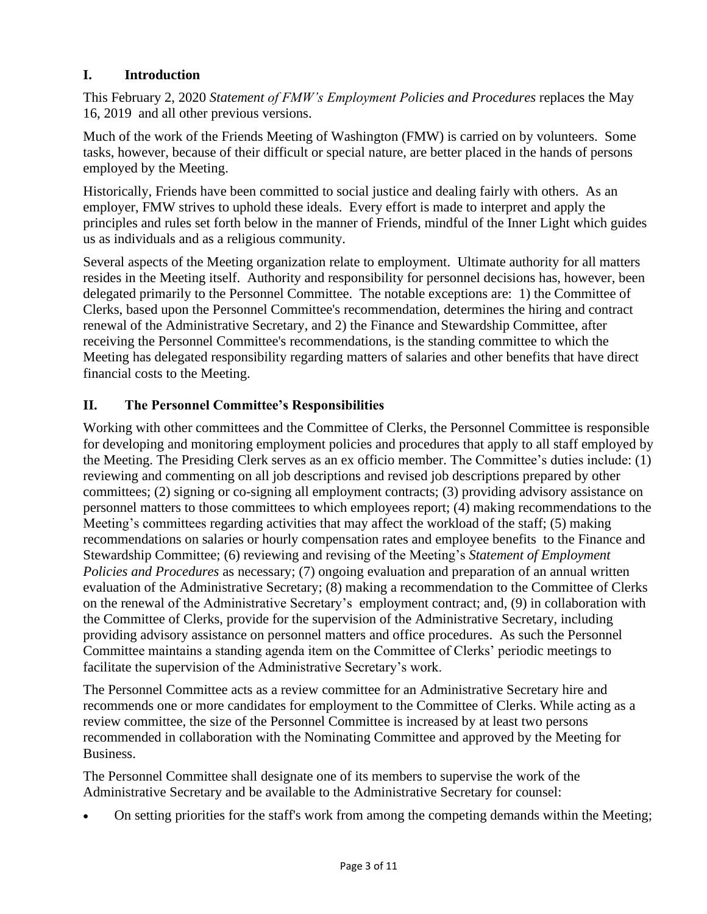## I. Introduction

This February 2, 2020 *Statement of FMW's Employment Policies and Procedures* replaces the May 16, 2019 and all other previous versions.

Much of the work of the Friends Meeting of Washington (FMW) is carried on by volunteers. Some tasks, however, because of their difficult or special nature, are better placed in the hands of persons employed by the Meeting.

Historically, Friends have been committed to social justice and dealing fairly with others. As an employer, FMW strives to uphold these ideals. Every effort is made to interpret and apply the principles and rules set forth below in the manner of Friends, mindful of the Inner Light which guides us as individuals and as a religious community.

Several aspects of the Meeting organization relate to employment. Ultimate authority for all matters resides in the Meeting itself. Authority and responsibility for personnel decisions has, however, been delegated primarily to the Personnel Committee. The notable exceptions are: 1) the Committee of Clerks, based upon the Personnel Committee's recommendation, determines the hiring and contract renewal of the Administrative Secretary, and 2) the Finance and Stewardship Committee, after receiving the Personnel Committee's recommendations, is the standing committee to which the Meeting has delegated responsibility regarding matters of salaries and other benefits that have direct financial costs to the Meeting.

## II. The Personnel Committee's Responsibilities

Working with other committees and the Committee of Clerks, the Personnel Committee is responsible for developing and monitoring employment policies and procedures that apply to all staff employed by the Meeting. The Presiding Clerk serves as an ex officio member. The Committee's duties include: (1) reviewing and commenting on all job descriptions and revised job descriptions prepared by other committees; (2) signing or co-signing all employment contracts; (3) providing advisory assistance on personnel matters to those committees to which employees report; (4) making recommendations to the Meeting's committees regarding activities that may affect the workload of the staff; (5) making recommendations on salaries or hourly compensation rates and employee benefits to the Finance and Stewardship Committee; (6) reviewing and revising of the Meeting's *Statement of Employment Policies and Procedures* as necessary; (7) ongoing evaluation and preparation of an annual written evaluation of the Administrative Secretary; (8) making a recommendation to the Committee of Clerks on the renewal of the Administrative Secretary's employment contract; and, (9) in collaboration with the Committee of Clerks, provide for the supervision of the Administrative Secretary, including providing advisory assistance on personnel matters and office procedures. As such the Personnel Committee maintains a standing agenda item on the Committee of Clerks' periodic meetings to facilitate the supervision of the Administrative Secretary's work.

The Personnel Committee acts as a review committee for an Administrative Secretary hire and recommends one or more candidates for employment to the Committee of Clerks. While acting as a review committee, the size of the Personnel Committee is increased by at least two persons recommended in collaboration with the Nominating Committee and approved by the Meeting for Business.

The Personnel Committee shall designate one of its members to supervise the work of the Administrative Secretary and be available to the Administrative Secretary for counsel:

- On setting priorities for the staff's work from among the competing demands within the Meeting;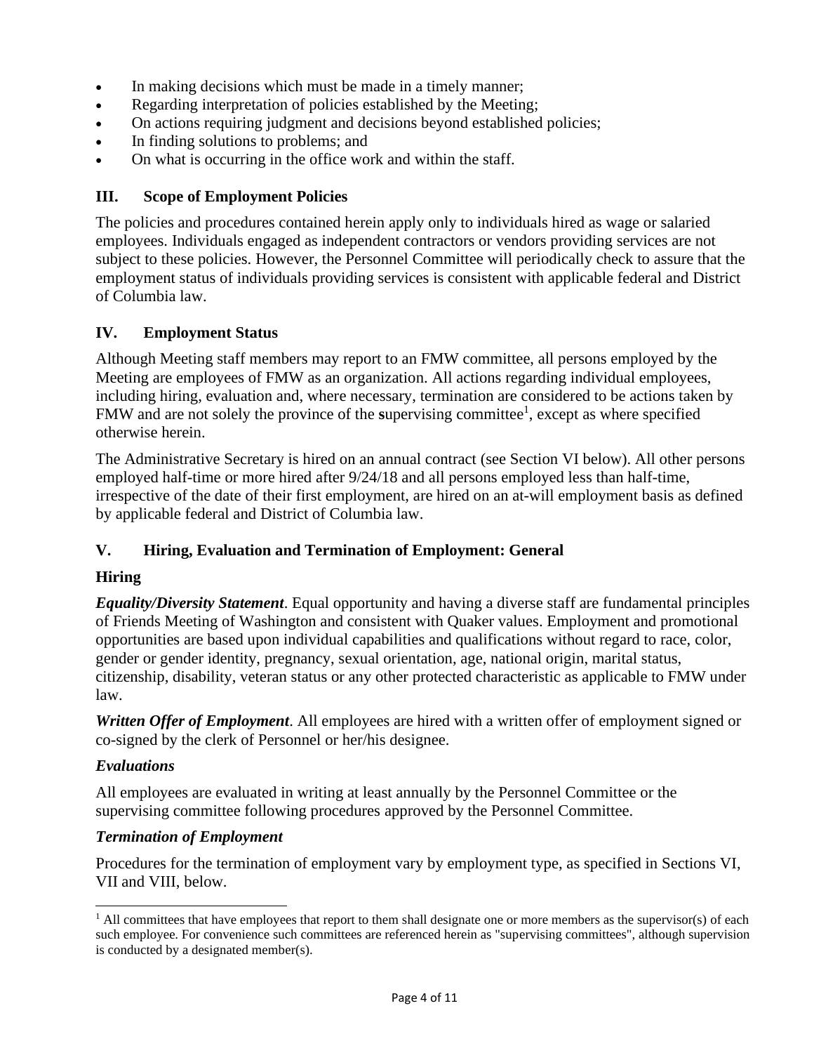- In making decisions which must be made in a timely manner;
- Regarding interpretation of policies established by the Meeting;
- On actions requiring judgment and decisions beyond established policies;
- In finding solutions to problems; and
- On what is occurring in the office work and within the staff.

## III. Scope of Employment Policies

The policies and procedures contained herein apply only to individuals hired as wage or salaried employees. Individuals engaged as independent contractors or vendors providing services are not subject to these policies. However, the Personnel Committee will periodically check to assure that the employment status of individuals providing services is consistent with applicable federal and District of Columbia law.

## IV. Employment Status

Although Meeting staff members may report to an FMW committee, all persons employed by the Meeting are employees of FMW as an organization. All actions regarding individual employees, including hiring, evaluation and, where necessary, termination are considered to be actions taken by FMW and are not solely the province of the **s**upervising committee[1], except as where specified otherwise herein.

The Administrative Secretary is hired on an annual contract (see Section VI below). All other persons employed half-time or more hired after 9/24/18 and all persons employed less than half-time, irrespective of the date of their first employment, are hired on an at-will employment basis as defined by applicable federal and District of Columbia law.

## V. Hiring, Evaluation and Termination of Employment: General

### Hiring

***Equality/Diversity Statement***. Equal opportunity and having a diverse staff are fundamental principles of Friends Meeting of Washington and consistent with Quaker values. Employment and promotional opportunities are based upon individual capabilities and qualifications without regard to race, color, gender or gender identity, pregnancy, sexual orientation, age, national origin, marital status, citizenship, disability, veteran status or any other protected characteristic as applicable to FMW under law.

***Written Offer of Employment***. All employees are hired with a written offer of employment signed or co-signed by the clerk of Personnel or her/his designee.

### *Evaluations*

All employees are evaluated in writing at least annually by the Personnel Committee or the supervising committee following procedures approved by the Personnel Committee.

### *Termination of Employment*

Procedures for the termination of employment vary by employment type, as specified in Sections VI, VII and VIII, below.

---

[1] All committees that have employees that report to them shall designate one or more members as the supervisor(s) of each such employee. For convenience such committees are referenced herein as "supervising committees", although supervision is conducted by a designated member(s).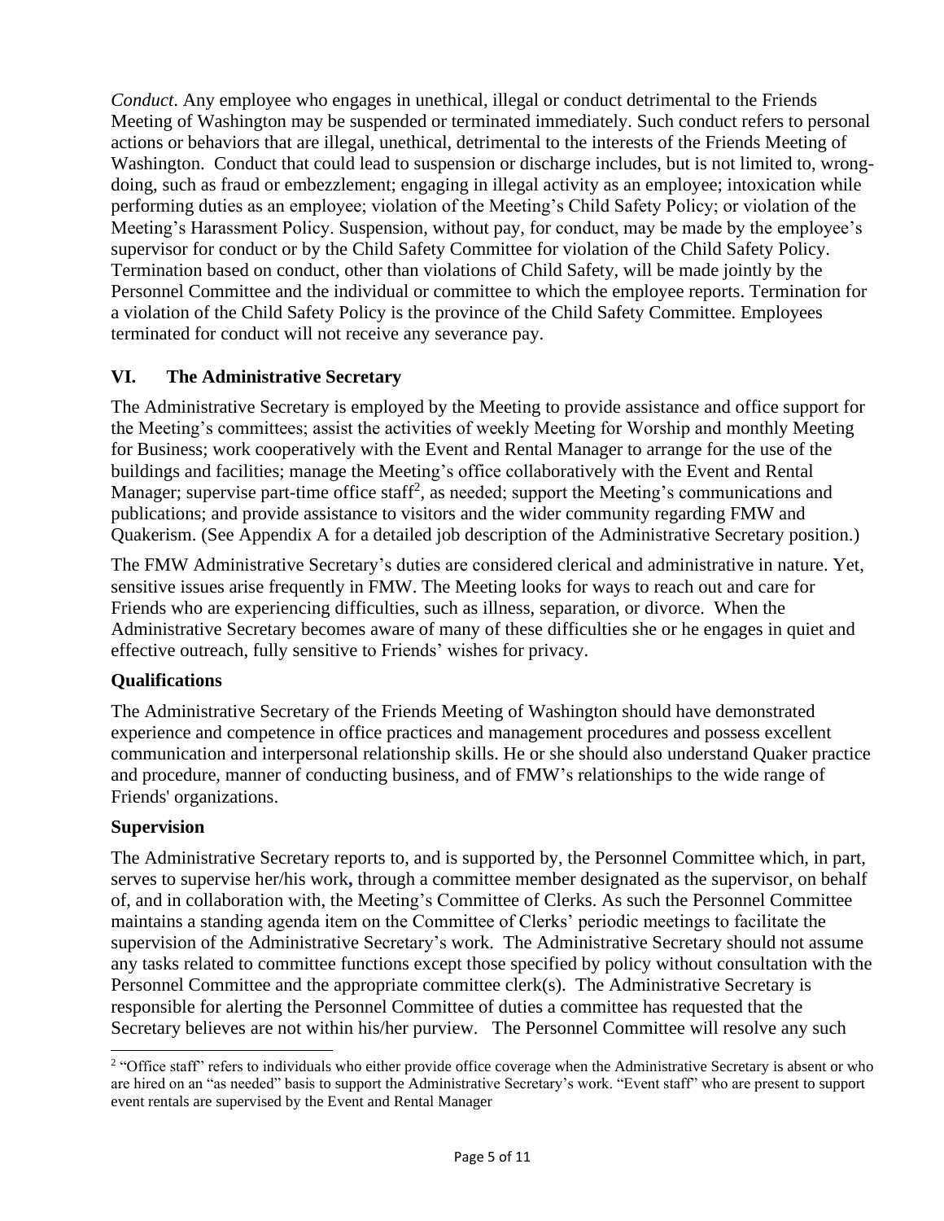*Conduct*. Any employee who engages in unethical, illegal or conduct detrimental to the Friends Meeting of Washington may be suspended or terminated immediately. Such conduct refers to personal actions or behaviors that are illegal, unethical, detrimental to the interests of the Friends Meeting of Washington. Conduct that could lead to suspension or discharge includes, but is not limited to, wrong-doing, such as fraud or embezzlement; engaging in illegal activity as an employee; intoxication while performing duties as an employee; violation of the Meeting's Child Safety Policy; or violation of the Meeting's Harassment Policy. Suspension, without pay, for conduct, may be made by the employee's supervisor for conduct or by the Child Safety Committee for violation of the Child Safety Policy. Termination based on conduct, other than violations of Child Safety, will be made jointly by the Personnel Committee and the individual or committee to which the employee reports. Termination for a violation of the Child Safety Policy is the province of the Child Safety Committee. Employees terminated for conduct will not receive any severance pay.

## VI. The Administrative Secretary

The Administrative Secretary is employed by the Meeting to provide assistance and office support for the Meeting's committees; assist the activities of weekly Meeting for Worship and monthly Meeting for Business; work cooperatively with the Event and Rental Manager to arrange for the use of the buildings and facilities; manage the Meeting's office collaboratively with the Event and Rental Manager; supervise part-time office staff[2], as needed; support the Meeting's communications and publications; and provide assistance to visitors and the wider community regarding FMW and Quakerism. (See Appendix A for a detailed job description of the Administrative Secretary position.)

The FMW Administrative Secretary's duties are considered clerical and administrative in nature. Yet, sensitive issues arise frequently in FMW. The Meeting looks for ways to reach out and care for Friends who are experiencing difficulties, such as illness, separation, or divorce. When the Administrative Secretary becomes aware of many of these difficulties she or he engages in quiet and effective outreach, fully sensitive to Friends' wishes for privacy.

### Qualifications

The Administrative Secretary of the Friends Meeting of Washington should have demonstrated experience and competence in office practices and management procedures and possess excellent communication and interpersonal relationship skills. He or she should also understand Quaker practice and procedure, manner of conducting business, and of FMW's relationships to the wide range of Friends' organizations.

### Supervision

The Administrative Secretary reports to, and is supported by, the Personnel Committee which, in part, serves to supervise her/his work**,** through a committee member designated as the supervisor, on behalf of, and in collaboration with, the Meeting's Committee of Clerks. As such the Personnel Committee maintains a standing agenda item on the Committee of Clerks' periodic meetings to facilitate the supervision of the Administrative Secretary's work. The Administrative Secretary should not assume any tasks related to committee functions except those specified by policy without consultation with the Personnel Committee and the appropriate committee clerk(s). The Administrative Secretary is responsible for alerting the Personnel Committee of duties a committee has requested that the Secretary believes are not within his/her purview. The Personnel Committee will resolve any such

[2] "Office staff" refers to individuals who either provide office coverage when the Administrative Secretary is absent or who are hired on an "as needed" basis to support the Administrative Secretary's work. "Event staff" who are present to support event rentals are supervised by the Event and Rental Manager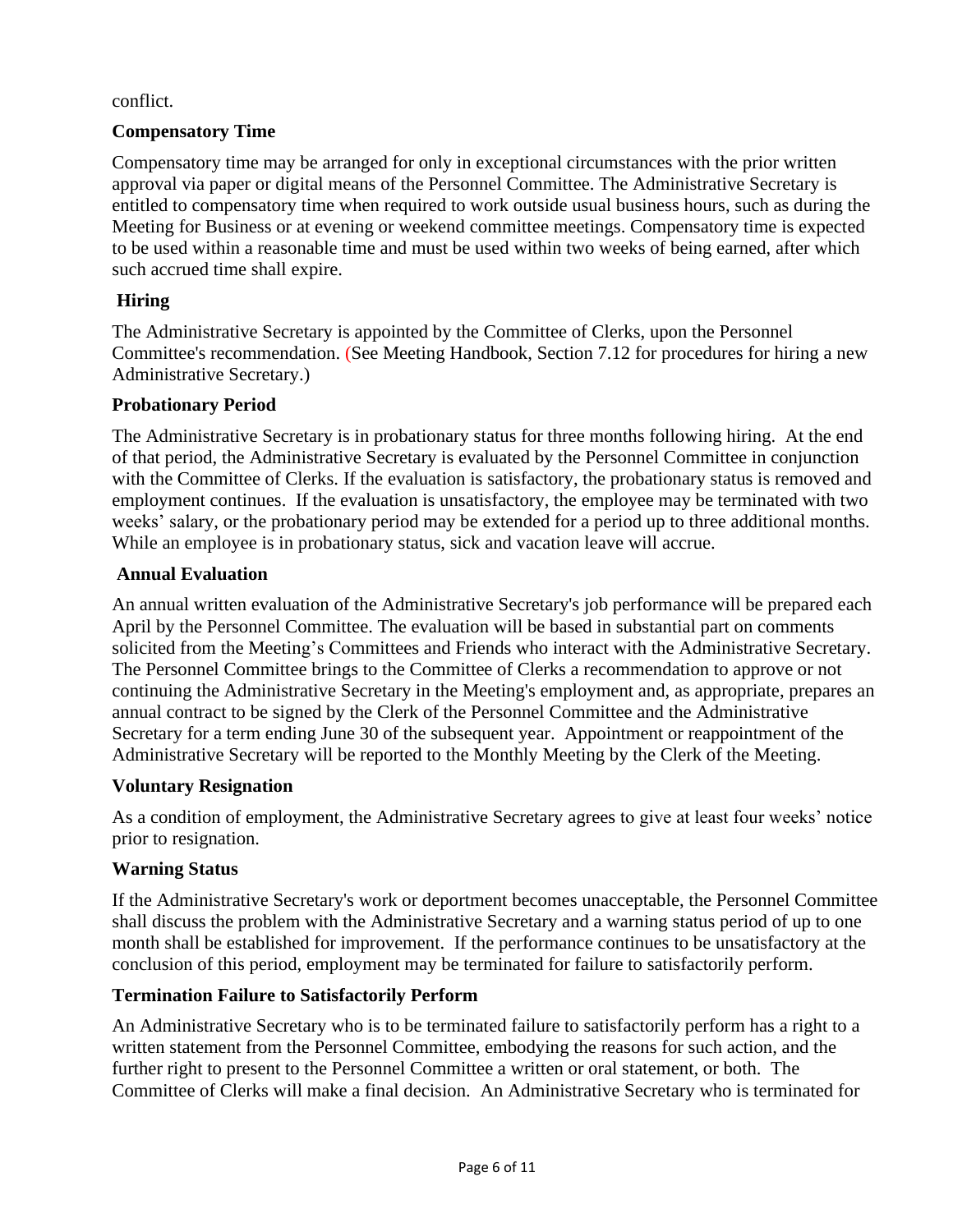conflict.

**Compensatory Time**

Compensatory time may be arranged for only in exceptional circumstances with the prior written approval via paper or digital means of the Personnel Committee. The Administrative Secretary is entitled to compensatory time when required to work outside usual business hours, such as during the Meeting for Business or at evening or weekend committee meetings. Compensatory time is expected to be used within a reasonable time and must be used within two weeks of being earned, after which such accrued time shall expire.

**Hiring**

The Administrative Secretary is appointed by the Committee of Clerks, upon the Personnel Committee's recommendation. (See Meeting Handbook, Section 7.12 for procedures for hiring a new Administrative Secretary.)

**Probationary Period**

The Administrative Secretary is in probationary status for three months following hiring. At the end of that period, the Administrative Secretary is evaluated by the Personnel Committee in conjunction with the Committee of Clerks. If the evaluation is satisfactory, the probationary status is removed and employment continues. If the evaluation is unsatisfactory, the employee may be terminated with two weeks' salary, or the probationary period may be extended for a period up to three additional months. While an employee is in probationary status, sick and vacation leave will accrue.

**Annual Evaluation**

An annual written evaluation of the Administrative Secretary's job performance will be prepared each April by the Personnel Committee. The evaluation will be based in substantial part on comments solicited from the Meeting's Committees and Friends who interact with the Administrative Secretary. The Personnel Committee brings to the Committee of Clerks a recommendation to approve or not continuing the Administrative Secretary in the Meeting's employment and, as appropriate, prepares an annual contract to be signed by the Clerk of the Personnel Committee and the Administrative Secretary for a term ending June 30 of the subsequent year. Appointment or reappointment of the Administrative Secretary will be reported to the Monthly Meeting by the Clerk of the Meeting.

**Voluntary Resignation**

As a condition of employment, the Administrative Secretary agrees to give at least four weeks' notice prior to resignation.

**Warning Status**

If the Administrative Secretary's work or deportment becomes unacceptable, the Personnel Committee shall discuss the problem with the Administrative Secretary and a warning status period of up to one month shall be established for improvement. If the performance continues to be unsatisfactory at the conclusion of this period, employment may be terminated for failure to satisfactorily perform.

**Termination Failure to Satisfactorily Perform**

An Administrative Secretary who is to be terminated failure to satisfactorily perform has a right to a written statement from the Personnel Committee, embodying the reasons for such action, and the further right to present to the Personnel Committee a written or oral statement, or both. The Committee of Clerks will make a final decision. An Administrative Secretary who is terminated for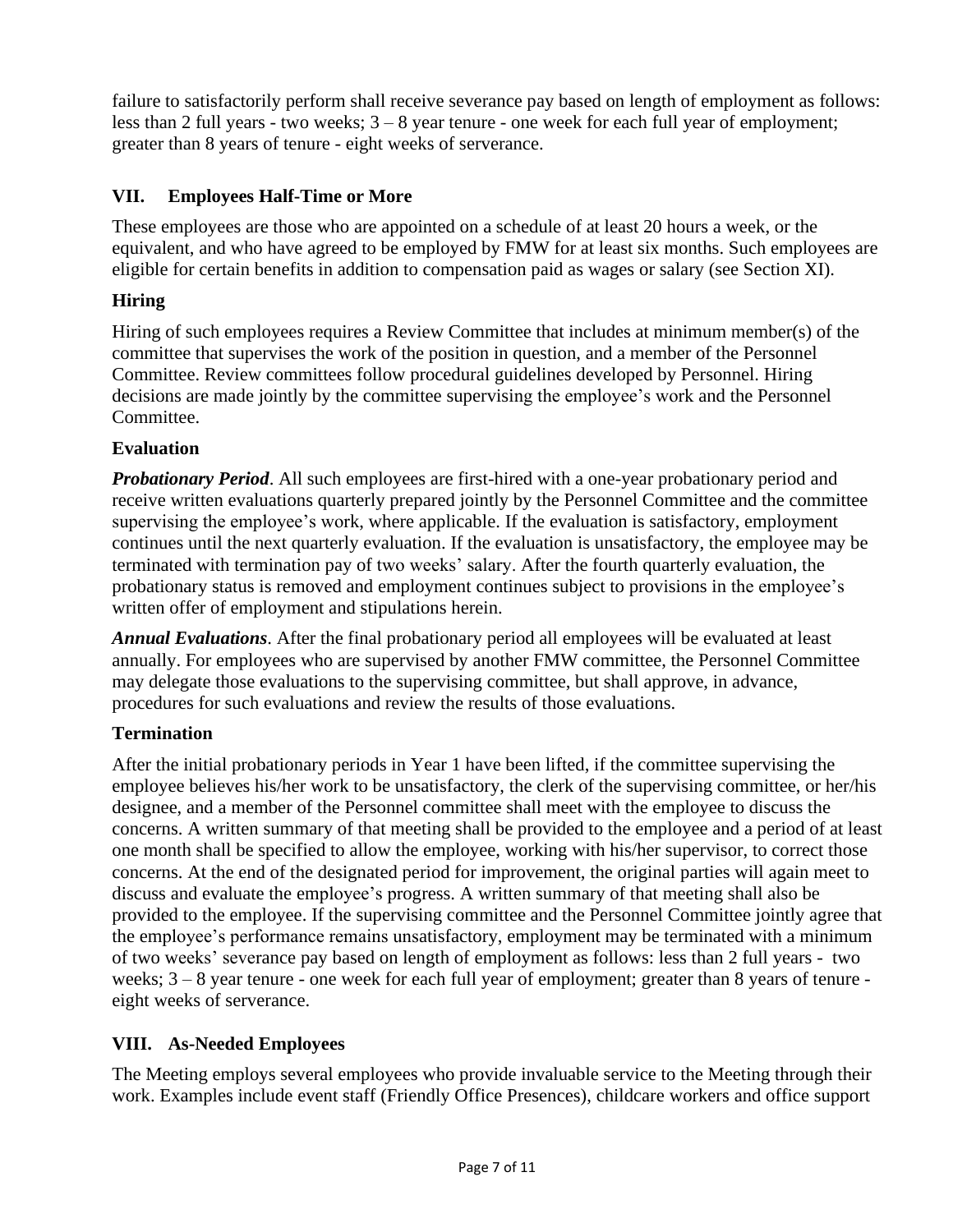failure to satisfactorily perform shall receive severance pay based on length of employment as follows: less than 2 full years - two weeks; 3 – 8 year tenure - one week for each full year of employment; greater than 8 years of tenure - eight weeks of serverance.

## VII. Employees Half-Time or More

These employees are those who are appointed on a schedule of at least 20 hours a week, or the equivalent, and who have agreed to be employed by FMW for at least six months. Such employees are eligible for certain benefits in addition to compensation paid as wages or salary (see Section XI).

### Hiring

Hiring of such employees requires a Review Committee that includes at minimum member(s) of the committee that supervises the work of the position in question, and a member of the Personnel Committee. Review committees follow procedural guidelines developed by Personnel. Hiring decisions are made jointly by the committee supervising the employee's work and the Personnel Committee.

### Evaluation

***Probationary Period***. All such employees are first-hired with a one-year probationary period and receive written evaluations quarterly prepared jointly by the Personnel Committee and the committee supervising the employee's work, where applicable. If the evaluation is satisfactory, employment continues until the next quarterly evaluation. If the evaluation is unsatisfactory, the employee may be terminated with termination pay of two weeks' salary. After the fourth quarterly evaluation, the probationary status is removed and employment continues subject to provisions in the employee's written offer of employment and stipulations herein.

***Annual Evaluations***. After the final probationary period all employees will be evaluated at least annually. For employees who are supervised by another FMW committee, the Personnel Committee may delegate those evaluations to the supervising committee, but shall approve, in advance, procedures for such evaluations and review the results of those evaluations.

### Termination

After the initial probationary periods in Year 1 have been lifted, if the committee supervising the employee believes his/her work to be unsatisfactory, the clerk of the supervising committee, or her/his designee, and a member of the Personnel committee shall meet with the employee to discuss the concerns. A written summary of that meeting shall be provided to the employee and a period of at least one month shall be specified to allow the employee, working with his/her supervisor, to correct those concerns. At the end of the designated period for improvement, the original parties will again meet to discuss and evaluate the employee's progress. A written summary of that meeting shall also be provided to the employee. If the supervising committee and the Personnel Committee jointly agree that the employee's performance remains unsatisfactory, employment may be terminated with a minimum of two weeks' severance pay based on length of employment as follows: less than 2 full years - two weeks; 3 – 8 year tenure - one week for each full year of employment; greater than 8 years of tenure - eight weeks of serverance.

## VIII. As-Needed Employees

The Meeting employs several employees who provide invaluable service to the Meeting through their work. Examples include event staff (Friendly Office Presences), childcare workers and office support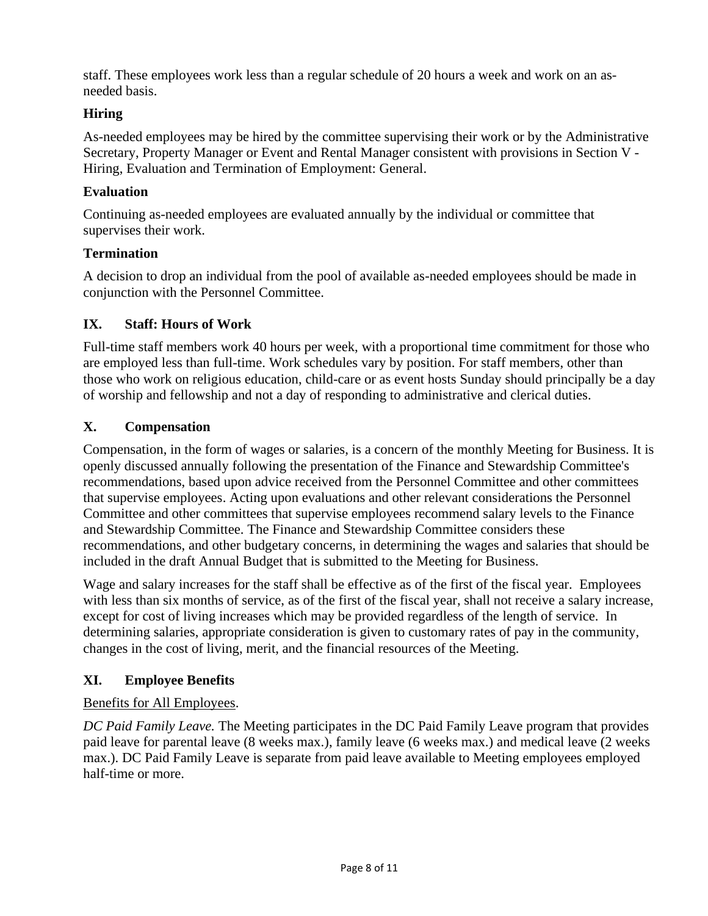staff. These employees work less than a regular schedule of 20 hours a week and work on an as-needed basis.

### Hiring

As-needed employees may be hired by the committee supervising their work or by the Administrative Secretary, Property Manager or Event and Rental Manager consistent with provisions in Section V - Hiring, Evaluation and Termination of Employment: General.

### Evaluation

Continuing as-needed employees are evaluated annually by the individual or committee that supervises their work.

### Termination

A decision to drop an individual from the pool of available as-needed employees should be made in conjunction with the Personnel Committee.

## IX. Staff: Hours of Work

Full-time staff members work 40 hours per week, with a proportional time commitment for those who are employed less than full-time. Work schedules vary by position. For staff members, other than those who work on religious education, child-care or as event hosts Sunday should principally be a day of worship and fellowship and not a day of responding to administrative and clerical duties.

## X. Compensation

Compensation, in the form of wages or salaries, is a concern of the monthly Meeting for Business. It is openly discussed annually following the presentation of the Finance and Stewardship Committee's recommendations, based upon advice received from the Personnel Committee and other committees that supervise employees. Acting upon evaluations and other relevant considerations the Personnel Committee and other committees that supervise employees recommend salary levels to the Finance and Stewardship Committee. The Finance and Stewardship Committee considers these recommendations, and other budgetary concerns, in determining the wages and salaries that should be included in the draft Annual Budget that is submitted to the Meeting for Business.

Wage and salary increases for the staff shall be effective as of the first of the fiscal year. Employees with less than six months of service, as of the first of the fiscal year, shall not receive a salary increase, except for cost of living increases which may be provided regardless of the length of service. In determining salaries, appropriate consideration is given to customary rates of pay in the community, changes in the cost of living, merit, and the financial resources of the Meeting.

## XI. Employee Benefits

<u>Benefits for All Employees</u>.

*DC Paid Family Leave.* The Meeting participates in the DC Paid Family Leave program that provides paid leave for parental leave (8 weeks max.), family leave (6 weeks max.) and medical leave (2 weeks max.). DC Paid Family Leave is separate from paid leave available to Meeting employees employed half-time or more.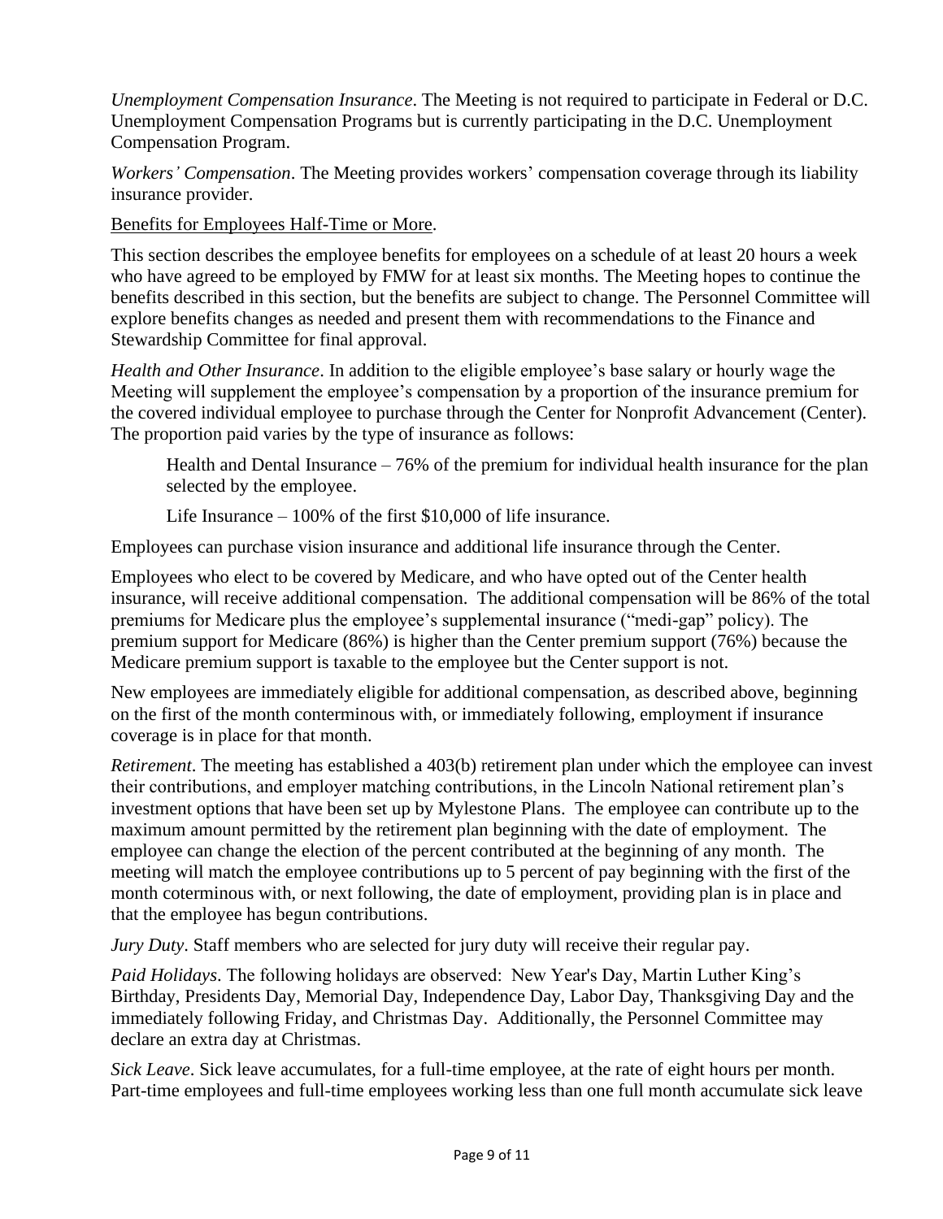*Unemployment Compensation Insurance*. The Meeting is not required to participate in Federal or D.C. Unemployment Compensation Programs but is currently participating in the D.C. Unemployment Compensation Program.

*Workers' Compensation*. The Meeting provides workers' compensation coverage through its liability insurance provider.

<u>Benefits for Employees Half-Time or More</u>.

This section describes the employee benefits for employees on a schedule of at least 20 hours a week who have agreed to be employed by FMW for at least six months. The Meeting hopes to continue the benefits described in this section, but the benefits are subject to change. The Personnel Committee will explore benefits changes as needed and present them with recommendations to the Finance and Stewardship Committee for final approval.

*Health and Other Insurance*. In addition to the eligible employee's base salary or hourly wage the Meeting will supplement the employee's compensation by a proportion of the insurance premium for the covered individual employee to purchase through the Center for Nonprofit Advancement (Center). The proportion paid varies by the type of insurance as follows:

> Health and Dental Insurance – 76% of the premium for individual health insurance for the plan selected by the employee.
>
> Life Insurance – 100% of the first $10,000 of life insurance.

Employees can purchase vision insurance and additional life insurance through the Center.

Employees who elect to be covered by Medicare, and who have opted out of the Center health insurance, will receive additional compensation. The additional compensation will be 86% of the total premiums for Medicare plus the employee's supplemental insurance ("medi-gap" policy). The premium support for Medicare (86%) is higher than the Center premium support (76%) because the Medicare premium support is taxable to the employee but the Center support is not.

New employees are immediately eligible for additional compensation, as described above, beginning on the first of the month conterminous with, or immediately following, employment if insurance coverage is in place for that month.

*Retirement*. The meeting has established a 403(b) retirement plan under which the employee can invest their contributions, and employer matching contributions, in the Lincoln National retirement plan's investment options that have been set up by Mylestone Plans. The employee can contribute up to the maximum amount permitted by the retirement plan beginning with the date of employment. The employee can change the election of the percent contributed at the beginning of any month. The meeting will match the employee contributions up to 5 percent of pay beginning with the first of the month coterminous with, or next following, the date of employment, providing plan is in place and that the employee has begun contributions.

*Jury Duty*. Staff members who are selected for jury duty will receive their regular pay.

*Paid Holidays*. The following holidays are observed: New Year's Day, Martin Luther King's Birthday, Presidents Day, Memorial Day, Independence Day, Labor Day, Thanksgiving Day and the immediately following Friday, and Christmas Day. Additionally, the Personnel Committee may declare an extra day at Christmas.

*Sick Leave*. Sick leave accumulates, for a full-time employee, at the rate of eight hours per month. Part-time employees and full-time employees working less than one full month accumulate sick leave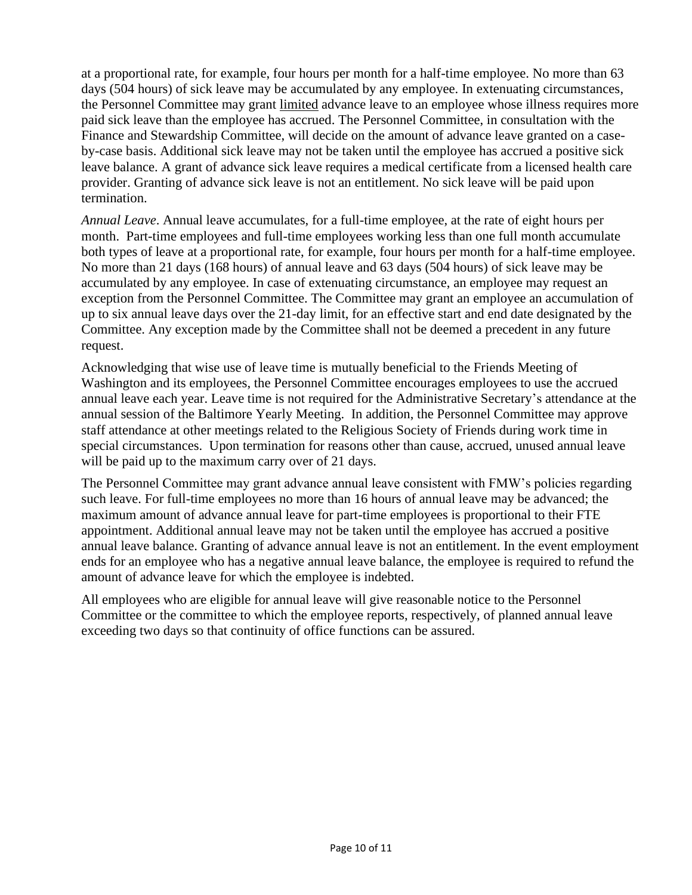at a proportional rate, for example, four hours per month for a half-time employee. No more than 63 days (504 hours) of sick leave may be accumulated by any employee. In extenuating circumstances, the Personnel Committee may grant limited advance leave to an employee whose illness requires more paid sick leave than the employee has accrued. The Personnel Committee, in consultation with the Finance and Stewardship Committee, will decide on the amount of advance leave granted on a case-by-case basis. Additional sick leave may not be taken until the employee has accrued a positive sick leave balance. A grant of advance sick leave requires a medical certificate from a licensed health care provider. Granting of advance sick leave is not an entitlement. No sick leave will be paid upon termination.

*Annual Leave*. Annual leave accumulates, for a full-time employee, at the rate of eight hours per month. Part-time employees and full-time employees working less than one full month accumulate both types of leave at a proportional rate, for example, four hours per month for a half-time employee. No more than 21 days (168 hours) of annual leave and 63 days (504 hours) of sick leave may be accumulated by any employee. In case of extenuating circumstance, an employee may request an exception from the Personnel Committee. The Committee may grant an employee an accumulation of up to six annual leave days over the 21-day limit, for an effective start and end date designated by the Committee. Any exception made by the Committee shall not be deemed a precedent in any future request.

Acknowledging that wise use of leave time is mutually beneficial to the Friends Meeting of Washington and its employees, the Personnel Committee encourages employees to use the accrued annual leave each year. Leave time is not required for the Administrative Secretary's attendance at the annual session of the Baltimore Yearly Meeting. In addition, the Personnel Committee may approve staff attendance at other meetings related to the Religious Society of Friends during work time in special circumstances. Upon termination for reasons other than cause, accrued, unused annual leave will be paid up to the maximum carry over of 21 days.

The Personnel Committee may grant advance annual leave consistent with FMW's policies regarding such leave. For full-time employees no more than 16 hours of annual leave may be advanced; the maximum amount of advance annual leave for part-time employees is proportional to their FTE appointment. Additional annual leave may not be taken until the employee has accrued a positive annual leave balance. Granting of advance annual leave is not an entitlement. In the event employment ends for an employee who has a negative annual leave balance, the employee is required to refund the amount of advance leave for which the employee is indebted.

All employees who are eligible for annual leave will give reasonable notice to the Personnel Committee or the committee to which the employee reports, respectively, of planned annual leave exceeding two days so that continuity of office functions can be assured.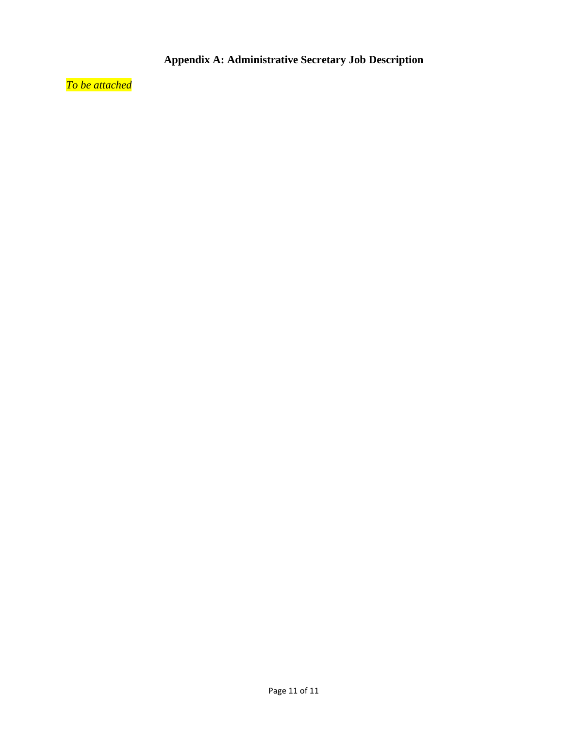## Appendix A: Administrative Secretary Job Description

*To be attached*